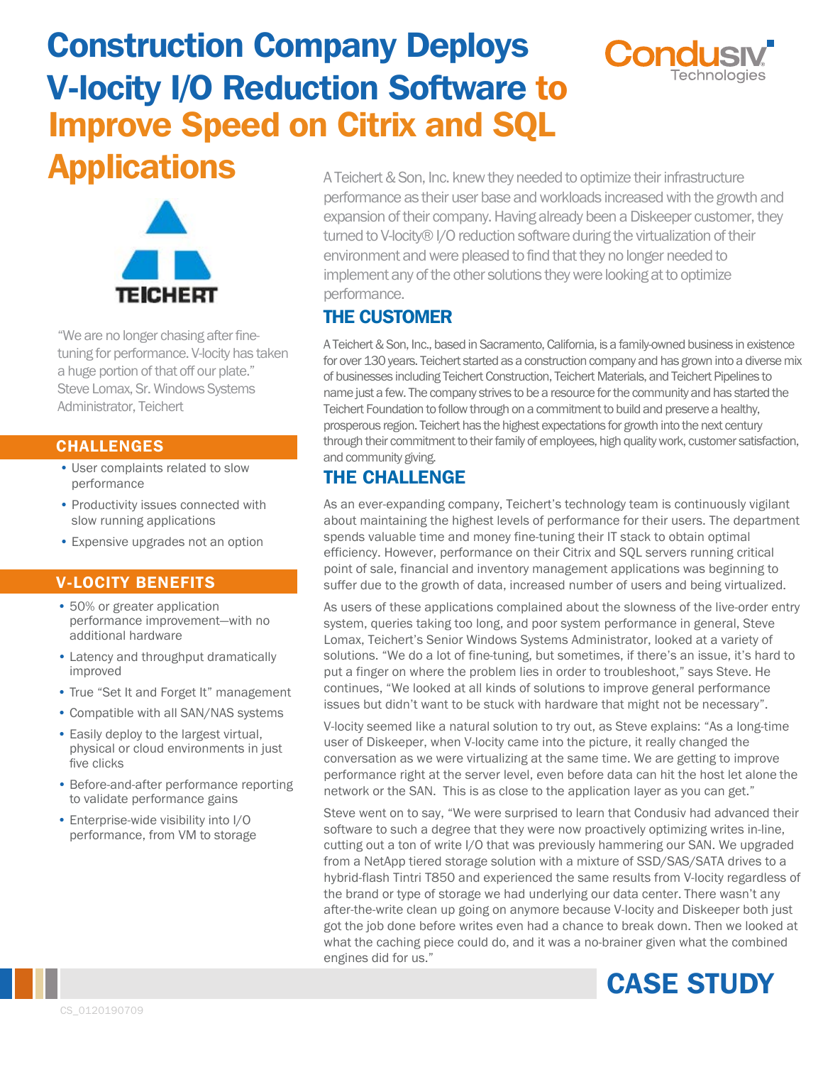# Construction Company Deploys V-locity I/O Reduction Software to Improve Speed on Citrix and SQL Applications

A Teichert & Son, Inc. knew they needed to optimize their infrastructure performance as their user base and workloads increased with the growth and expansion of their company. Having already been a Diskeeper customer, they turned to V-locity® I/O reduction software during the virtualization of their environment and were pleased to find that they no longer needed to implement any of the other solutions they were looking at to optimize performance.

"We are no longer chasing after fine-tuning for performance. V-locity has taken a huge portion of that off our plate."
Steve Lomax, Sr. Windows Systems Administrator, Teichert

## CHALLENGES

- User complaints related to slow performance
- Productivity issues connected with slow running applications
- Expensive upgrades not an option

## V-LOCITY BENEFITS

- 50% or greater application performance improvement—with no additional hardware
- Latency and throughput dramatically improved
- True "Set It and Forget It" management
- Compatible with all SAN/NAS systems
- Easily deploy to the largest virtual, physical or cloud environments in just five clicks
- Before-and-after performance reporting to validate performance gains
- Enterprise-wide visibility into I/O performance, from VM to storage

## THE CUSTOMER

A Teichert & Son, Inc., based in Sacramento, California, is a family-owned business in existence for over 130 years. Teichert started as a construction company and has grown into a diverse mix of businesses including Teichert Construction, Teichert Materials, and Teichert Pipelines to name just a few. The company strives to be a resource for the community and has started the Teichert Foundation to follow through on a commitment to build and preserve a healthy, prosperous region. Teichert has the highest expectations for growth into the next century through their commitment to their family of employees, high quality work, customer satisfaction, and community giving.

## THE CHALLENGE

As an ever-expanding company, Teichert's technology team is continuously vigilant about maintaining the highest levels of performance for their users. The department spends valuable time and money fine-tuning their IT stack to obtain optimal efficiency. However, performance on their Citrix and SQL servers running critical point of sale, financial and inventory management applications was beginning to suffer due to the growth of data, increased number of users and being virtualized.

As users of these applications complained about the slowness of the live-order entry system, queries taking too long, and poor system performance in general, Steve Lomax, Teichert's Senior Windows Systems Administrator, looked at a variety of solutions. "We do a lot of fine-tuning, but sometimes, if there's an issue, it's hard to put a finger on where the problem lies in order to troubleshoot," says Steve. He continues, "We looked at all kinds of solutions to improve general performance issues but didn't want to be stuck with hardware that might not be necessary".

V-locity seemed like a natural solution to try out, as Steve explains: "As a long-time user of Diskeeper, when V-locity came into the picture, it really changed the conversation as we were virtualizing at the same time. We are getting to improve performance right at the server level, even before data can hit the host let alone the network or the SAN. This is as close to the application layer as you can get."

Steve went on to say, "We were surprised to learn that Condusiv had advanced their software to such a degree that they were now proactively optimizing writes in-line, cutting out a ton of write I/O that was previously hammering our SAN. We upgraded from a NetApp tiered storage solution with a mixture of SSD/SAS/SATA drives to a hybrid-flash Tintri T850 and experienced the same results from V-locity regardless of the brand or type of storage we had underlying our data center. There wasn't any after-the-write clean up going on anymore because V-locity and Diskeeper both just got the job done before writes even had a chance to break down. Then we looked at what the caching piece could do, and it was a no-brainer given what the combined engines did for us."

CASE STUDY

CS_0120190709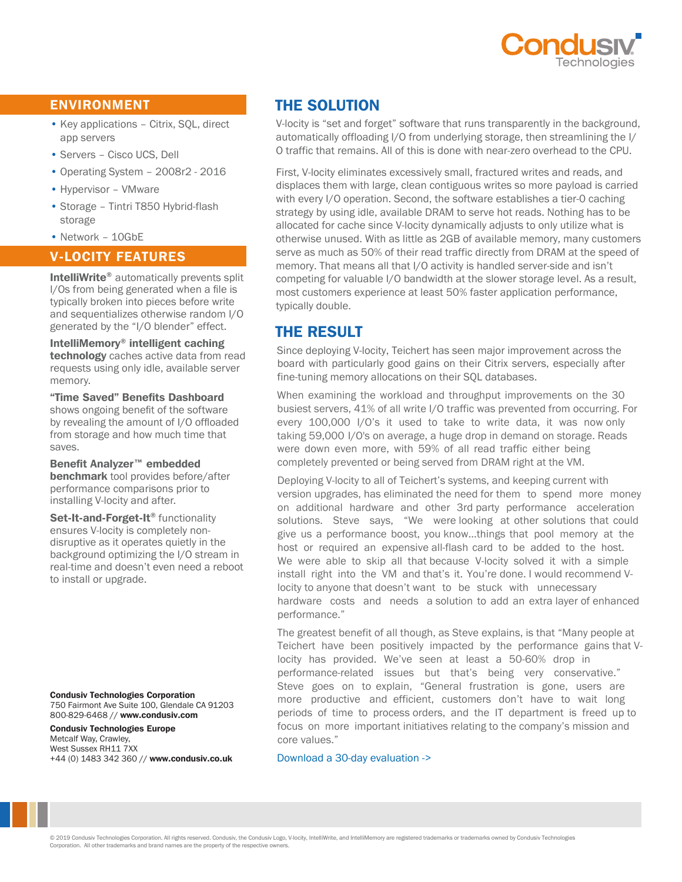## ENVIRONMENT

- Key applications – Citrix, SQL, direct app servers
- Servers – Cisco UCS, Dell
- Operating System – 2008r2 - 2016
- Hypervisor – VMware
- Storage – Tintri T850 Hybrid-flash storage
- Network – 10GbE

## V-LOCITY FEATURES

**IntelliWrite®** automatically prevents split I/Os from being generated when a file is typically broken into pieces before write and sequentializes otherwise random I/O generated by the "I/O blender" effect.

**IntelliMemory® intelligent caching technology** caches active data from read requests using only idle, available server memory.

**"Time Saved" Benefits Dashboard** shows ongoing benefit of the software by revealing the amount of I/O offloaded from storage and how much time that saves.

**Benefit Analyzer™ embedded benchmark** tool provides before/after performance comparisons prior to installing V-locity and after.

**Set-It-and-Forget-It®** functionality ensures V-locity is completely non-disruptive as it operates quietly in the background optimizing the I/O stream in real-time and doesn't even need a reboot to install or upgrade.

**Condusiv Technologies Corporation**
750 Fairmont Ave Suite 100, Glendale CA 91203
800-829-6468 // **www.condusiv.com**

**Condusiv Technologies Europe**
Metcalf Way, Crawley,
West Sussex RH11 7XX
+44 (0) 1483 342 360 // **www.condusiv.co.uk**

## THE SOLUTION

V-locity is "set and forget" software that runs transparently in the background, automatically offloading I/O from underlying storage, then streamlining the I/O traffic that remains. All of this is done with near-zero overhead to the CPU.

First, V-locity eliminates excessively small, fractured writes and reads, and displaces them with large, clean contiguous writes so more payload is carried with every I/O operation. Second, the software establishes a tier-0 caching strategy by using idle, available DRAM to serve hot reads. Nothing has to be allocated for cache since V-locity dynamically adjusts to only utilize what is otherwise unused. With as little as 2GB of available memory, many customers serve as much as 50% of their read traffic directly from DRAM at the speed of memory. That means all that I/O activity is handled server-side and isn't competing for valuable I/O bandwidth at the slower storage level. As a result, most customers experience at least 50% faster application performance, typically double.

## THE RESULT

Since deploying V-locity, Teichert has seen major improvement across the board with particularly good gains on their Citrix servers, especially after fine-tuning memory allocations on their SQL databases.

When examining the workload and throughput improvements on the 30 busiest servers, 41% of all write I/O traffic was prevented from occurring. For every 100,000 I/O's it used to take to write data, it was now only taking 59,000 I/O's on average, a huge drop in demand on storage. Reads were down even more, with 59% of all read traffic either being completely prevented or being served from DRAM right at the VM.

Deploying V-locity to all of Teichert's systems, and keeping current with version upgrades, has eliminated the need for them to spend more money on additional hardware and other 3rd party performance acceleration solutions. Steve says, "We were looking at other solutions that could give us a performance boost, you know…things that pool memory at the host or required an expensive all-flash card to be added to the host. We were able to skip all that because V-locity solved it with a simple install right into the VM and that's it. You're done. I would recommend V-locity to anyone that doesn't want to be stuck with unnecessary hardware costs and needs a solution to add an extra layer of enhanced performance."

The greatest benefit of all though, as Steve explains, is that "Many people at Teichert have been positively impacted by the performance gains that V-locity has provided. We've seen at least a 50-60% drop in performance-related issues but that's being very conservative." Steve goes on to explain, "General frustration is gone, users are more productive and efficient, customers don't have to wait long periods of time to process orders, and the IT department is freed up to focus on more important initiatives relating to the company's mission and core values."

Download a 30-day evaluation ->

© 2019 Condusiv Technologies Corporation. All rights reserved. Condusiv, the Condusiv Logo, V-locity, IntelliWrite, and IntelliMemory are registered trademarks or trademarks owned by Condusiv Technologies Corporation. All other trademarks and brand names are the property of the respective owners.